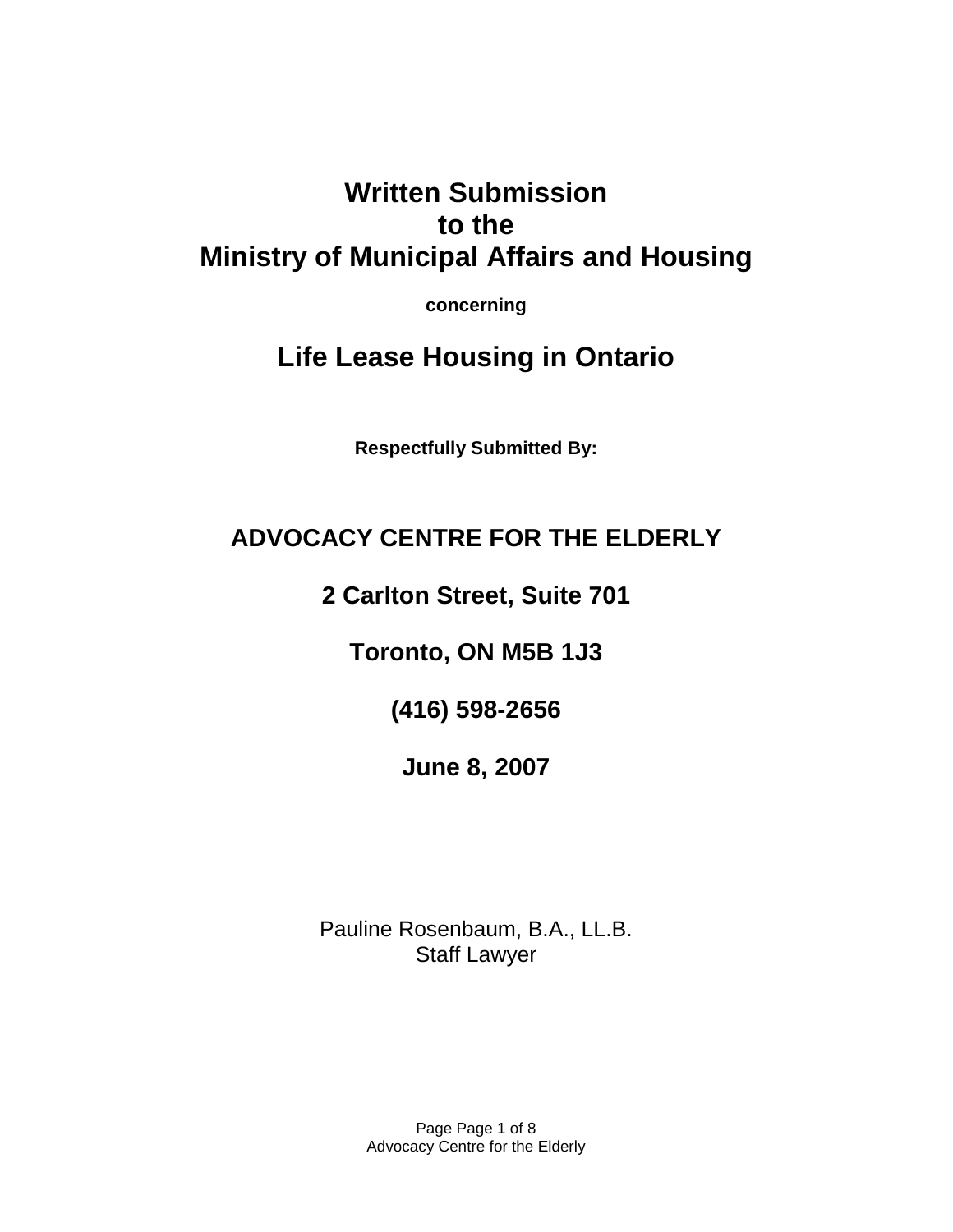# Written Submission to the Ministry of Municipal Affairs and Housing

**concerning**

# Life Lease Housing in Ontario

**Respectfully Submitted By:**

## ADVOCACY CENTRE FOR THE ELDERLY

**2 Carlton Street, Suite 701**

**Toronto, ON M5B 1J3**

**(416) 598-2656**

**June 8, 2007**

Pauline Rosenbaum, B.A., LL.B.
Staff Lawyer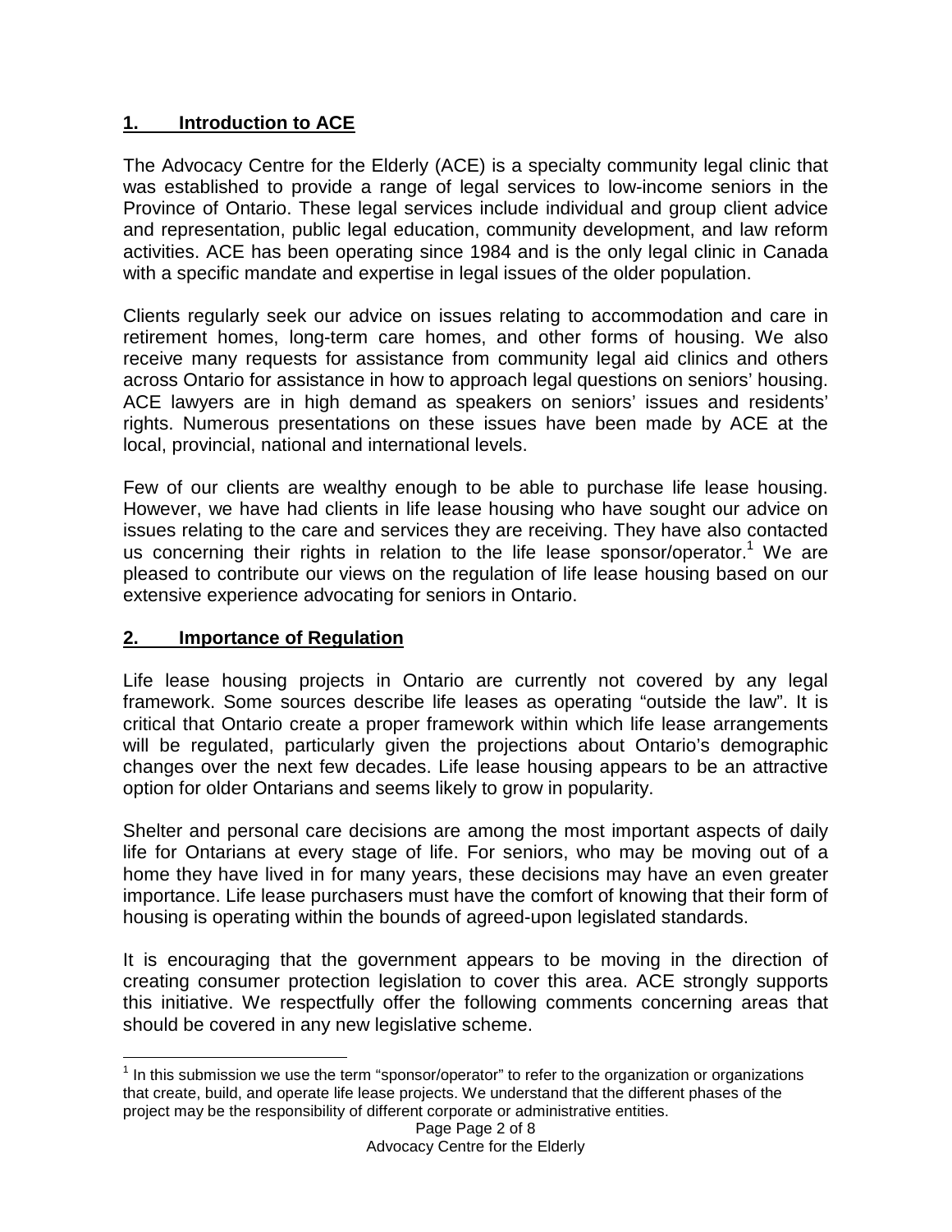## 1. Introduction to ACE

The Advocacy Centre for the Elderly (ACE) is a specialty community legal clinic that was established to provide a range of legal services to low-income seniors in the Province of Ontario. These legal services include individual and group client advice and representation, public legal education, community development, and law reform activities. ACE has been operating since 1984 and is the only legal clinic in Canada with a specific mandate and expertise in legal issues of the older population.

Clients regularly seek our advice on issues relating to accommodation and care in retirement homes, long-term care homes, and other forms of housing. We also receive many requests for assistance from community legal aid clinics and others across Ontario for assistance in how to approach legal questions on seniors' housing. ACE lawyers are in high demand as speakers on seniors' issues and residents' rights. Numerous presentations on these issues have been made by ACE at the local, provincial, national and international levels.

Few of our clients are wealthy enough to be able to purchase life lease housing. However, we have had clients in life lease housing who have sought our advice on issues relating to the care and services they are receiving. They have also contacted us concerning their rights in relation to the life lease sponsor/operator.[1] We are pleased to contribute our views on the regulation of life lease housing based on our extensive experience advocating for seniors in Ontario.

## 2. Importance of Regulation

Life lease housing projects in Ontario are currently not covered by any legal framework. Some sources describe life leases as operating "outside the law". It is critical that Ontario create a proper framework within which life lease arrangements will be regulated, particularly given the projections about Ontario's demographic changes over the next few decades. Life lease housing appears to be an attractive option for older Ontarians and seems likely to grow in popularity.

Shelter and personal care decisions are among the most important aspects of daily life for Ontarians at every stage of life. For seniors, who may be moving out of a home they have lived in for many years, these decisions may have an even greater importance. Life lease purchasers must have the comfort of knowing that their form of housing is operating within the bounds of agreed-upon legislated standards.

It is encouraging that the government appears to be moving in the direction of creating consumer protection legislation to cover this area. ACE strongly supports this initiative. We respectfully offer the following comments concerning areas that should be covered in any new legislative scheme.

[1] In this submission we use the term "sponsor/operator" to refer to the organization or organizations that create, build, and operate life lease projects. We understand that the different phases of the project may be the responsibility of different corporate or administrative entities.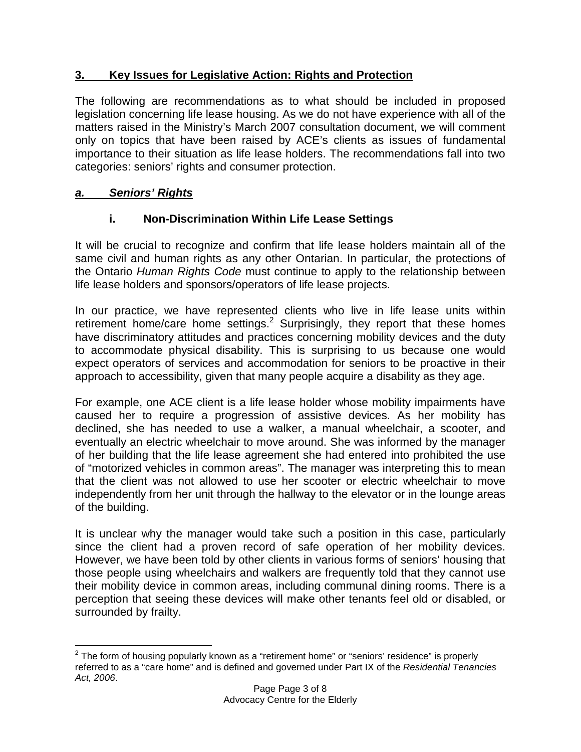## 3. Key Issues for Legislative Action: Rights and Protection

The following are recommendations as to what should be included in proposed legislation concerning life lease housing. As we do not have experience with all of the matters raised in the Ministry's March 2007 consultation document, we will comment only on topics that have been raised by ACE's clients as issues of fundamental importance to their situation as life lease holders. The recommendations fall into two categories: seniors' rights and consumer protection.

### *a. Seniors' Rights*

#### i. Non-Discrimination Within Life Lease Settings

It will be crucial to recognize and confirm that life lease holders maintain all of the same civil and human rights as any other Ontarian. In particular, the protections of the Ontario *Human Rights Code* must continue to apply to the relationship between life lease holders and sponsors/operators of life lease projects.

In our practice, we have represented clients who live in life lease units within retirement home/care home settings.[2] Surprisingly, they report that these homes have discriminatory attitudes and practices concerning mobility devices and the duty to accommodate physical disability. This is surprising to us because one would expect operators of services and accommodation for seniors to be proactive in their approach to accessibility, given that many people acquire a disability as they age.

For example, one ACE client is a life lease holder whose mobility impairments have caused her to require a progression of assistive devices. As her mobility has declined, she has needed to use a walker, a manual wheelchair, a scooter, and eventually an electric wheelchair to move around. She was informed by the manager of her building that the life lease agreement she had entered into prohibited the use of "motorized vehicles in common areas". The manager was interpreting this to mean that the client was not allowed to use her scooter or electric wheelchair to move independently from her unit through the hallway to the elevator or in the lounge areas of the building.

It is unclear why the manager would take such a position in this case, particularly since the client had a proven record of safe operation of her mobility devices. However, we have been told by other clients in various forms of seniors' housing that those people using wheelchairs and walkers are frequently told that they cannot use their mobility device in common areas, including communal dining rooms. There is a perception that seeing these devices will make other tenants feel old or disabled, or surrounded by frailty.

---

[2] The form of housing popularly known as a "retirement home" or "seniors' residence" is properly referred to as a "care home" and is defined and governed under Part IX of the *Residential Tenancies Act, 2006*.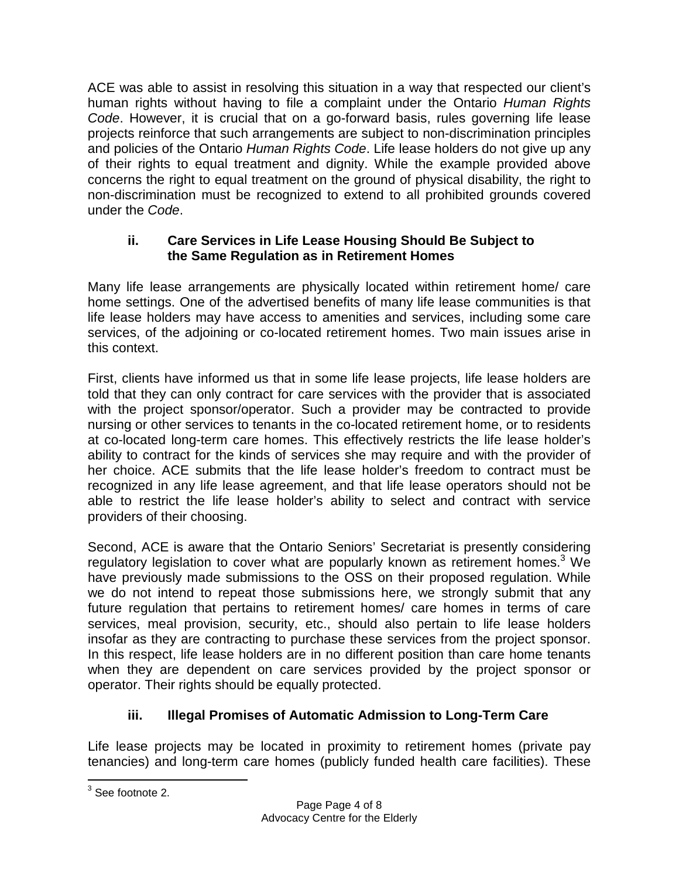ACE was able to assist in resolving this situation in a way that respected our client's human rights without having to file a complaint under the Ontario *Human Rights Code*. However, it is crucial that on a go-forward basis, rules governing life lease projects reinforce that such arrangements are subject to non-discrimination principles and policies of the Ontario *Human Rights Code*. Life lease holders do not give up any of their rights to equal treatment and dignity. While the example provided above concerns the right to equal treatment on the ground of physical disability, the right to non-discrimination must be recognized to extend to all prohibited grounds covered under the *Code*.

### ii. Care Services in Life Lease Housing Should Be Subject to the Same Regulation as in Retirement Homes

Many life lease arrangements are physically located within retirement home/ care home settings. One of the advertised benefits of many life lease communities is that life lease holders may have access to amenities and services, including some care services, of the adjoining or co-located retirement homes. Two main issues arise in this context.

First, clients have informed us that in some life lease projects, life lease holders are told that they can only contract for care services with the provider that is associated with the project sponsor/operator. Such a provider may be contracted to provide nursing or other services to tenants in the co-located retirement home, or to residents at co-located long-term care homes. This effectively restricts the life lease holder's ability to contract for the kinds of services she may require and with the provider of her choice. ACE submits that the life lease holder's freedom to contract must be recognized in any life lease agreement, and that life lease operators should not be able to restrict the life lease holder's ability to select and contract with service providers of their choosing.

Second, ACE is aware that the Ontario Seniors' Secretariat is presently considering regulatory legislation to cover what are popularly known as retirement homes.[3] We have previously made submissions to the OSS on their proposed regulation. While we do not intend to repeat those submissions here, we strongly submit that any future regulation that pertains to retirement homes/ care homes in terms of care services, meal provision, security, etc., should also pertain to life lease holders insofar as they are contracting to purchase these services from the project sponsor. In this respect, life lease holders are in no different position than care home tenants when they are dependent on care services provided by the project sponsor or operator. Their rights should be equally protected.

### iii. Illegal Promises of Automatic Admission to Long-Term Care

Life lease projects may be located in proximity to retirement homes (private pay tenancies) and long-term care homes (publicly funded health care facilities). These

---

[3] See footnote 2.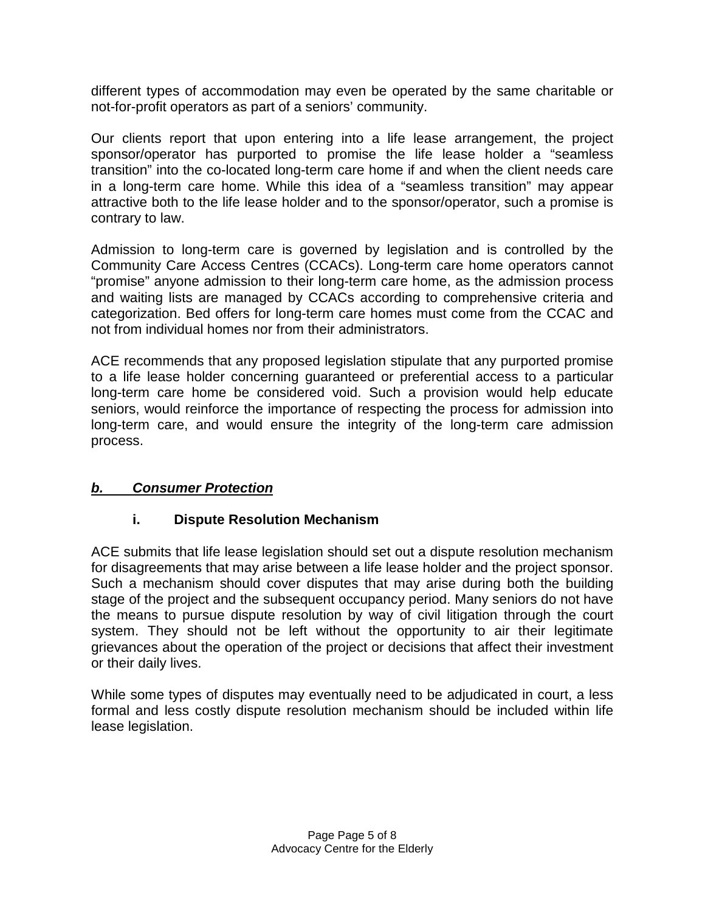different types of accommodation may even be operated by the same charitable or not-for-profit operators as part of a seniors' community.

Our clients report that upon entering into a life lease arrangement, the project sponsor/operator has purported to promise the life lease holder a "seamless transition" into the co-located long-term care home if and when the client needs care in a long-term care home. While this idea of a "seamless transition" may appear attractive both to the life lease holder and to the sponsor/operator, such a promise is contrary to law.

Admission to long-term care is governed by legislation and is controlled by the Community Care Access Centres (CCACs). Long-term care home operators cannot "promise" anyone admission to their long-term care home, as the admission process and waiting lists are managed by CCACs according to comprehensive criteria and categorization. Bed offers for long-term care homes must come from the CCAC and not from individual homes nor from their administrators.

ACE recommends that any proposed legislation stipulate that any purported promise to a life lease holder concerning guaranteed or preferential access to a particular long-term care home be considered void. Such a provision would help educate seniors, would reinforce the importance of respecting the process for admission into long-term care, and would ensure the integrity of the long-term care admission process.

## ***b. Consumer Protection***

### **i. Dispute Resolution Mechanism**

ACE submits that life lease legislation should set out a dispute resolution mechanism for disagreements that may arise between a life lease holder and the project sponsor. Such a mechanism should cover disputes that may arise during both the building stage of the project and the subsequent occupancy period. Many seniors do not have the means to pursue dispute resolution by way of civil litigation through the court system. They should not be left without the opportunity to air their legitimate grievances about the operation of the project or decisions that affect their investment or their daily lives.

While some types of disputes may eventually need to be adjudicated in court, a less formal and less costly dispute resolution mechanism should be included within life lease legislation.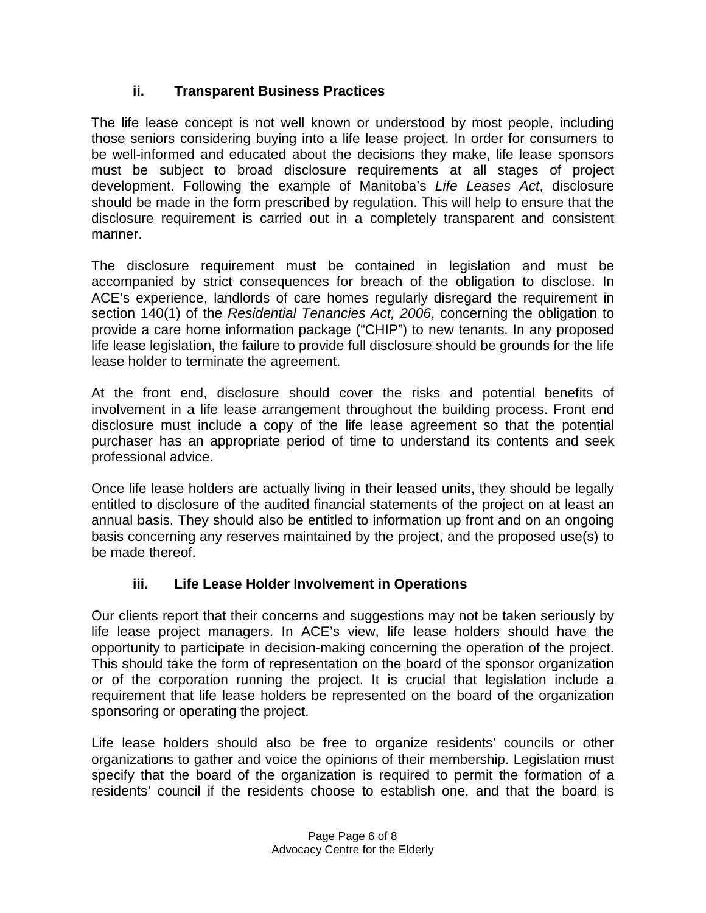### ii. Transparent Business Practices

The life lease concept is not well known or understood by most people, including those seniors considering buying into a life lease project. In order for consumers to be well-informed and educated about the decisions they make, life lease sponsors must be subject to broad disclosure requirements at all stages of project development. Following the example of Manitoba's *Life Leases Act*, disclosure should be made in the form prescribed by regulation. This will help to ensure that the disclosure requirement is carried out in a completely transparent and consistent manner.

The disclosure requirement must be contained in legislation and must be accompanied by strict consequences for breach of the obligation to disclose. In ACE's experience, landlords of care homes regularly disregard the requirement in section 140(1) of the *Residential Tenancies Act, 2006*, concerning the obligation to provide a care home information package ("CHIP") to new tenants. In any proposed life lease legislation, the failure to provide full disclosure should be grounds for the life lease holder to terminate the agreement.

At the front end, disclosure should cover the risks and potential benefits of involvement in a life lease arrangement throughout the building process. Front end disclosure must include a copy of the life lease agreement so that the potential purchaser has an appropriate period of time to understand its contents and seek professional advice.

Once life lease holders are actually living in their leased units, they should be legally entitled to disclosure of the audited financial statements of the project on at least an annual basis. They should also be entitled to information up front and on an ongoing basis concerning any reserves maintained by the project, and the proposed use(s) to be made thereof.

### iii. Life Lease Holder Involvement in Operations

Our clients report that their concerns and suggestions may not be taken seriously by life lease project managers. In ACE's view, life lease holders should have the opportunity to participate in decision-making concerning the operation of the project. This should take the form of representation on the board of the sponsor organization or of the corporation running the project. It is crucial that legislation include a requirement that life lease holders be represented on the board of the organization sponsoring or operating the project.

Life lease holders should also be free to organize residents' councils or other organizations to gather and voice the opinions of their membership. Legislation must specify that the board of the organization is required to permit the formation of a residents' council if the residents choose to establish one, and that the board is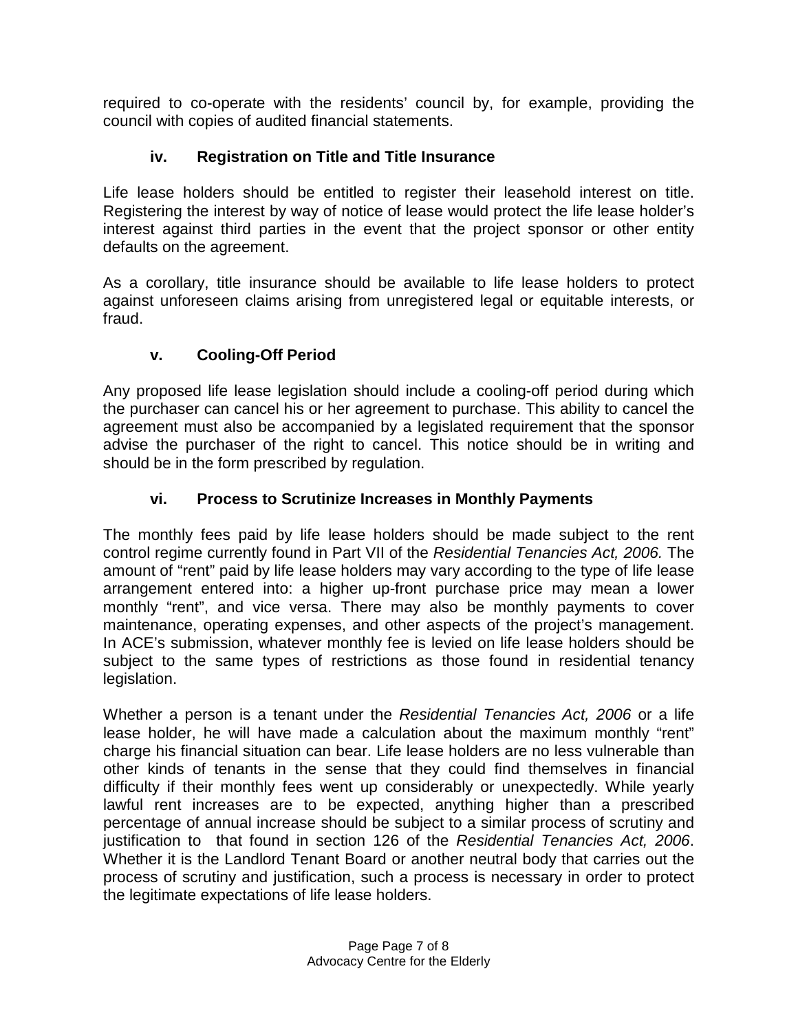required to co-operate with the residents' council by, for example, providing the council with copies of audited financial statements.

### iv. Registration on Title and Title Insurance

Life lease holders should be entitled to register their leasehold interest on title. Registering the interest by way of notice of lease would protect the life lease holder's interest against third parties in the event that the project sponsor or other entity defaults on the agreement.

As a corollary, title insurance should be available to life lease holders to protect against unforeseen claims arising from unregistered legal or equitable interests, or fraud.

### v. Cooling-Off Period

Any proposed life lease legislation should include a cooling-off period during which the purchaser can cancel his or her agreement to purchase. This ability to cancel the agreement must also be accompanied by a legislated requirement that the sponsor advise the purchaser of the right to cancel. This notice should be in writing and should be in the form prescribed by regulation.

### vi. Process to Scrutinize Increases in Monthly Payments

The monthly fees paid by life lease holders should be made subject to the rent control regime currently found in Part VII of the *Residential Tenancies Act, 2006.* The amount of "rent" paid by life lease holders may vary according to the type of life lease arrangement entered into: a higher up-front purchase price may mean a lower monthly "rent", and vice versa. There may also be monthly payments to cover maintenance, operating expenses, and other aspects of the project's management. In ACE's submission, whatever monthly fee is levied on life lease holders should be subject to the same types of restrictions as those found in residential tenancy legislation.

Whether a person is a tenant under the *Residential Tenancies Act, 2006* or a life lease holder, he will have made a calculation about the maximum monthly "rent" charge his financial situation can bear. Life lease holders are no less vulnerable than other kinds of tenants in the sense that they could find themselves in financial difficulty if their monthly fees went up considerably or unexpectedly. While yearly lawful rent increases are to be expected, anything higher than a prescribed percentage of annual increase should be subject to a similar process of scrutiny and justification to that found in section 126 of the *Residential Tenancies Act, 2006*. Whether it is the Landlord Tenant Board or another neutral body that carries out the process of scrutiny and justification, such a process is necessary in order to protect the legitimate expectations of life lease holders.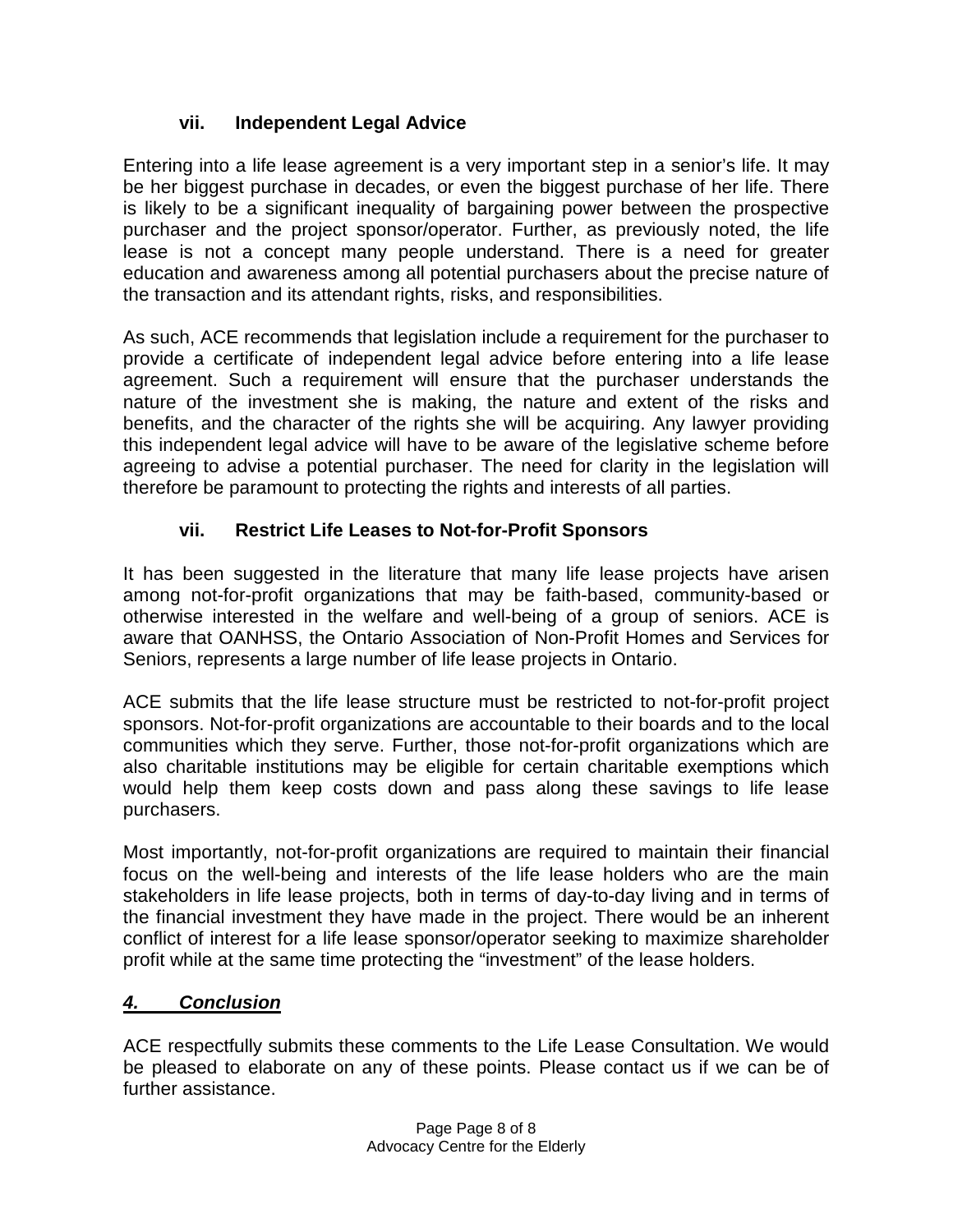### vii. Independent Legal Advice

Entering into a life lease agreement is a very important step in a senior's life. It may be her biggest purchase in decades, or even the biggest purchase of her life. There is likely to be a significant inequality of bargaining power between the prospective purchaser and the project sponsor/operator. Further, as previously noted, the life lease is not a concept many people understand. There is a need for greater education and awareness among all potential purchasers about the precise nature of the transaction and its attendant rights, risks, and responsibilities.

As such, ACE recommends that legislation include a requirement for the purchaser to provide a certificate of independent legal advice before entering into a life lease agreement. Such a requirement will ensure that the purchaser understands the nature of the investment she is making, the nature and extent of the risks and benefits, and the character of the rights she will be acquiring. Any lawyer providing this independent legal advice will have to be aware of the legislative scheme before agreeing to advise a potential purchaser. The need for clarity in the legislation will therefore be paramount to protecting the rights and interests of all parties.

### vii. Restrict Life Leases to Not-for-Profit Sponsors

It has been suggested in the literature that many life lease projects have arisen among not-for-profit organizations that may be faith-based, community-based or otherwise interested in the welfare and well-being of a group of seniors. ACE is aware that OANHSS, the Ontario Association of Non-Profit Homes and Services for Seniors, represents a large number of life lease projects in Ontario.

ACE submits that the life lease structure must be restricted to not-for-profit project sponsors. Not-for-profit organizations are accountable to their boards and to the local communities which they serve. Further, those not-for-profit organizations which are also charitable institutions may be eligible for certain charitable exemptions which would help them keep costs down and pass along these savings to life lease purchasers.

Most importantly, not-for-profit organizations are required to maintain their financial focus on the well-being and interests of the life lease holders who are the main stakeholders in life lease projects, both in terms of day-to-day living and in terms of the financial investment they have made in the project. There would be an inherent conflict of interest for a life lease sponsor/operator seeking to maximize shareholder profit while at the same time protecting the "investment" of the lease holders.

## ***4. Conclusion***

ACE respectfully submits these comments to the Life Lease Consultation. We would be pleased to elaborate on any of these points. Please contact us if we can be of further assistance.